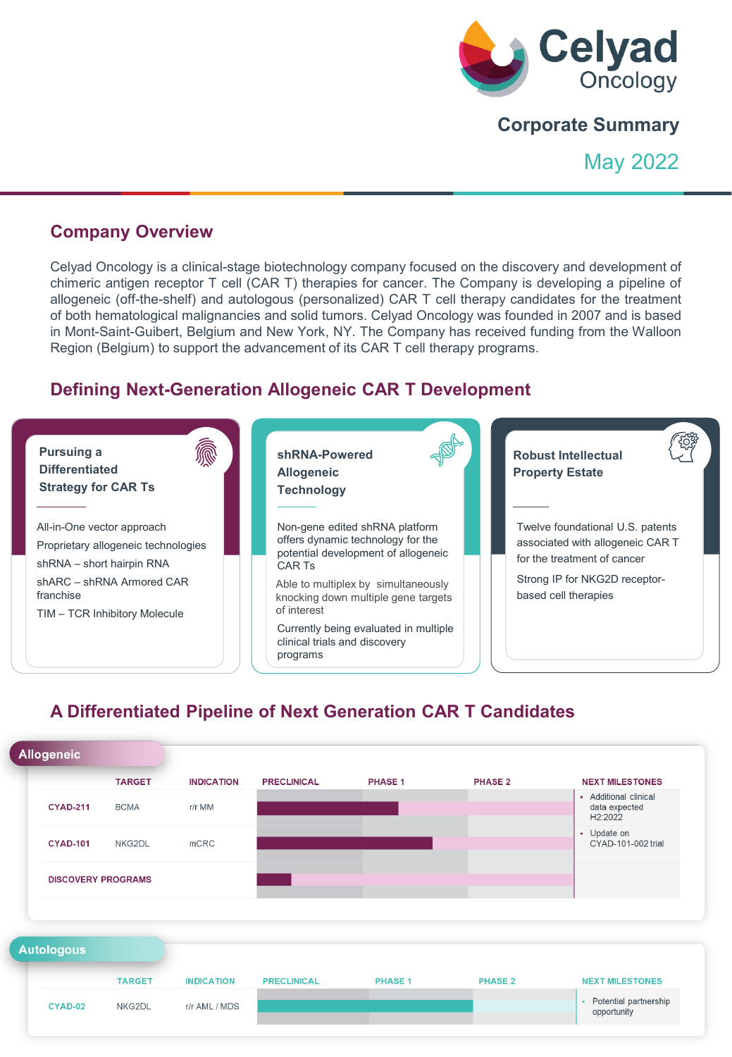# Celyad Oncology

## Corporate Summary

May 2022

## Company Overview

Celyad Oncology is a clinical-stage biotechnology company focused on the discovery and development of chimeric antigen receptor T cell (CAR T) therapies for cancer. The Company is developing a pipeline of allogeneic (off-the-shelf) and autologous (personalized) CAR T cell therapy candidates for the treatment of both hematological malignancies and solid tumors. Celyad Oncology was founded in 2007 and is based in Mont-Saint-Guibert, Belgium and New York, NY. The Company has received funding from the Walloon Region (Belgium) to support the advancement of its CAR T cell therapy programs.

## Defining Next-Generation Allogeneic CAR T Development

### Pursuing a Differentiated Strategy for CAR Ts

- All-in-One vector approach
- Proprietary allogeneic technologies
- shRNA – short hairpin RNA
- shARC – shRNA Armored CAR franchise
- TIM – TCR Inhibitory Molecule

### shRNA-Powered Allogeneic Technology

- Non-gene edited shRNA platform offers dynamic technology for the potential development of allogeneic CAR Ts
- Able to multiplex by simultaneously knocking down multiple gene targets of interest
- Currently being evaluated in multiple clinical trials and discovery programs

### Robust Intellectual Property Estate

- Twelve foundational U.S. patents associated with allogeneic CAR T for the treatment of cancer
- Strong IP for NKG2D receptor-based cell therapies

## A Differentiated Pipeline of Next Generation CAR T Candidates

**Allogeneic**

| | TARGET | INDICATION | PRECLINICAL | PHASE 1 | PHASE 2 | NEXT MILESTONES |
|---|---|---|---|---|---|---|
| CYAD-211 | BCMA | r/r MM | | | | • Additional clinical data expected H2:2022 |
| CYAD-101 | NKG2DL | mCRC | | | | • Update on CYAD-101-002 trial |
| DISCOVERY PROGRAMS | | | | | | |

**Autologous**

| | TARGET | INDICATION | PRECLINICAL | PHASE 1 | PHASE 2 | NEXT MILESTONES |
|---|---|---|---|---|---|---|
| CYAD-02 | NKG2DL | r/r AML / MDS | | | | • Potential partnership opportunity |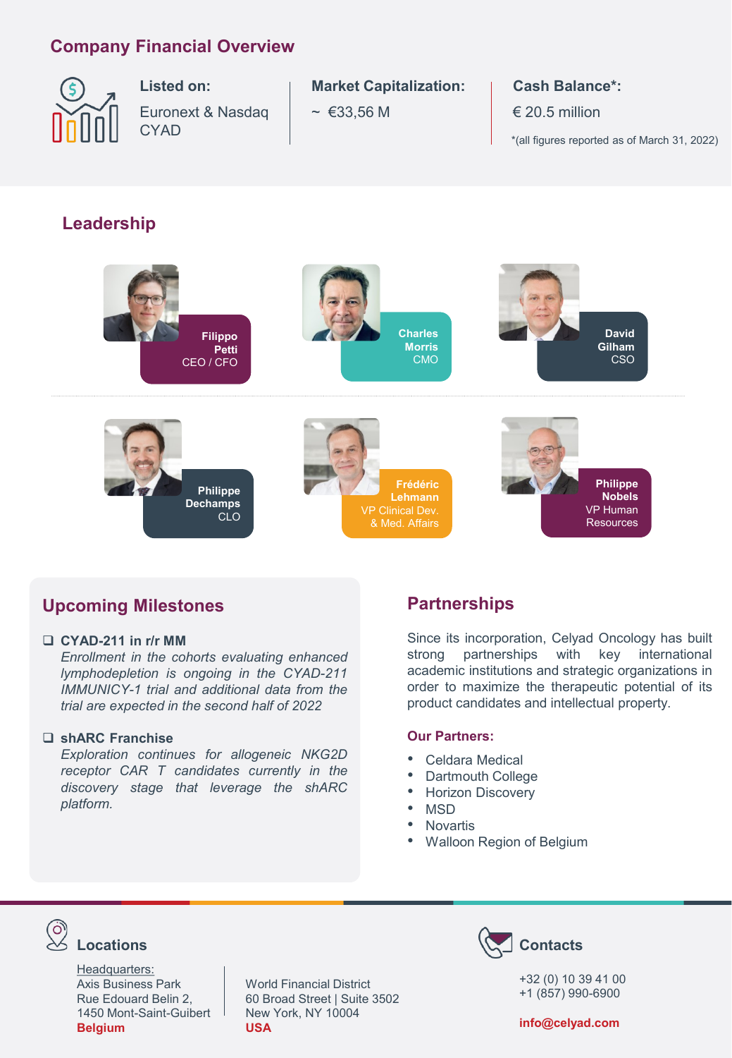## Company Financial Overview

**Listed on:**
Euronext & Nasdaq
CYAD

**Market Capitalization:**
~ €33,56 M

**Cash Balance*:**
€ 20.5 million

*(all figures reported as of March 31, 2022)

## Leadership

**Filippo Petti**
CEO / CFO

**Charles Morris**
CMO

**David Gilham**
CSO

**Philippe Dechamps**
CLO

**Frédéric Lehmann**
VP Clinical Dev. & Med. Affairs

**Philippe Nobels**
VP Human Resources

## Upcoming Milestones

- **CYAD-211 in r/r MM**
  *Enrollment in the cohorts evaluating enhanced lymphodepletion is ongoing in the CYAD-211 IMMUNICY-1 trial and additional data from the trial are expected in the second half of 2022*

- **shARC Franchise**
  *Exploration continues for allogeneic NKG2D receptor CAR T candidates currently in the discovery stage that leverage the shARC platform.*

## Partnerships

Since its incorporation, Celyad Oncology has built strong partnerships with key international academic institutions and strategic organizations in order to maximize the therapeutic potential of its product candidates and intellectual property.

**Our Partners:**

- Celdara Medical
- Dartmouth College
- Horizon Discovery
- MSD
- Novartis
- Walloon Region of Belgium

## Locations

Headquarters:
Axis Business Park
Rue Edouard Belin 2,
1450 Mont-Saint-Guibert
**Belgium**

World Financial District
60 Broad Street | Suite 3502
New York, NY 10004
**USA**

## Contacts

+32 (0) 10 39 41 00
+1 (857) 990-6900

**info@celyad.com**